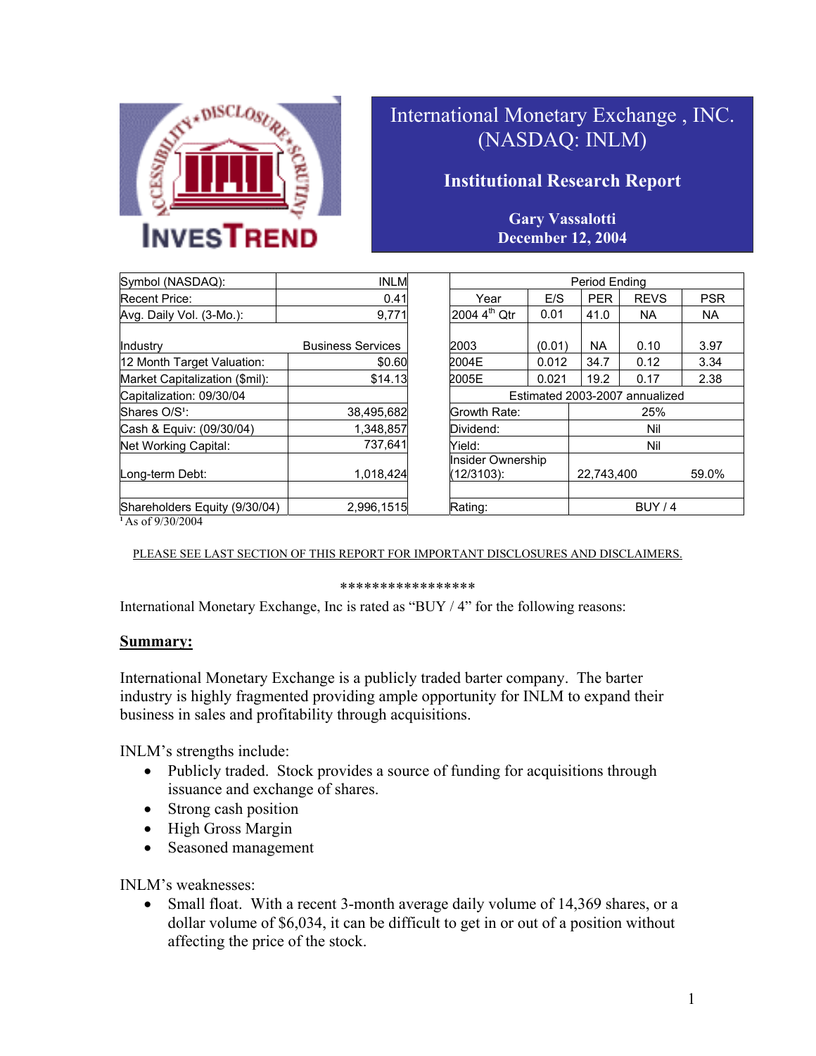# International Monetary Exchange , INC. (NASDAQ: INLM)

## Institutional Research Report

**Gary Vassalotti**
**December 12, 2004**

| Symbol (NASDAQ): | INLM |
|---|---|
| Recent Price: | 0.41 |
| Avg. Daily Vol. (3-Mo.): | 9,771 |
| | |
| Industry | Business Services |
| 12 Month Target Valuation: | $0.60 |
| Market Capitalization ($mil): | $14.13 |
| Capitalization: 09/30/04 | |
| Shares O/S[1]: | 38,495,682 |
| Cash & Equiv: (09/30/04) | 1,348,857 |
| Net Working Capital: | 737,641 |
| Long-term Debt: | 1,018,424 |
| | |
| Shareholders Equity (9/30/04) | 2,996,1515 |

[1] As of 9/30/2004

| Period Ending | | | | |
|---|---|---|---|---|
| Year | E/S | PER | REVS | PSR |
| 2004 4th Qtr | 0.01 | 41.0 | NA | NA |
| | | | | |
| 2003 | (0.01) | NA | 0.10 | 3.97 |
| 2004E | 0.012 | 34.7 | 0.12 | 3.34 |
| 2005E | 0.021 | 19.2 | 0.17 | 2.38 |
| Estimated 2003-2007 annualized | | | | |
| Growth Rate: | 25% | | | |
| Dividend: | Nil | | | |
| Yield: | Nil | | | |
| Insider Ownership (12/3103): | 22,743,400 | 59.0% | | |
| | | | | |
| Rating: | BUY / 4 | | | |

PLEASE SEE LAST SECTION OF THIS REPORT FOR IMPORTANT DISCLOSURES AND DISCLAIMERS.

*****************

International Monetary Exchange, Inc is rated as "BUY / 4" for the following reasons:

## Summary:

International Monetary Exchange is a publicly traded barter company. The barter industry is highly fragmented providing ample opportunity for INLM to expand their business in sales and profitability through acquisitions.

INLM's strengths include:

- Publicly traded. Stock provides a source of funding for acquisitions through issuance and exchange of shares.
- Strong cash position
- High Gross Margin
- Seasoned management

INLM's weaknesses:

- Small float. With a recent 3-month average daily volume of 14,369 shares, or a dollar volume of $6,034, it can be difficult to get in or out of a position without affecting the price of the stock.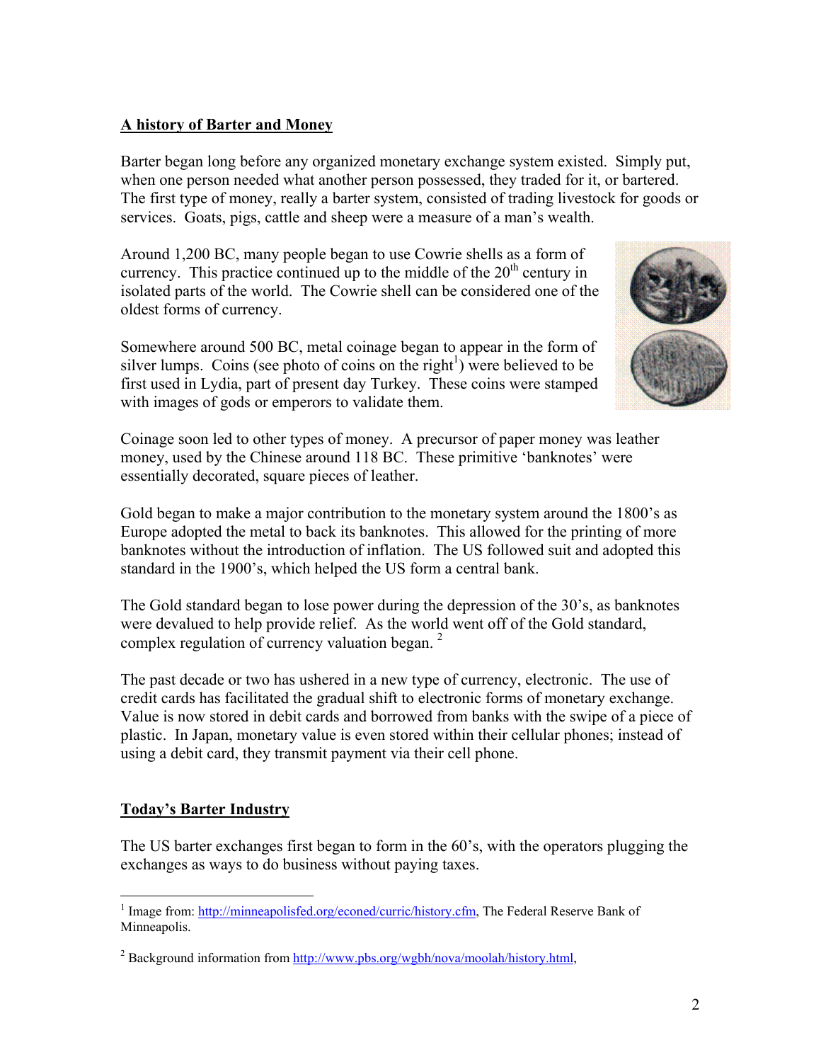## A history of Barter and Money

Barter began long before any organized monetary exchange system existed. Simply put, when one person needed what another person possessed, they traded for it, or bartered. The first type of money, really a barter system, consisted of trading livestock for goods or services. Goats, pigs, cattle and sheep were a measure of a man's wealth.

Around 1,200 BC, many people began to use Cowrie shells as a form of currency. This practice continued up to the middle of the 20th century in isolated parts of the world. The Cowrie shell can be considered one of the oldest forms of currency.

Somewhere around 500 BC, metal coinage began to appear in the form of silver lumps. Coins (see photo of coins on the right[1]) were believed to be first used in Lydia, part of present day Turkey. These coins were stamped with images of gods or emperors to validate them.

Coinage soon led to other types of money. A precursor of paper money was leather money, used by the Chinese around 118 BC. These primitive 'banknotes' were essentially decorated, square pieces of leather.

Gold began to make a major contribution to the monetary system around the 1800's as Europe adopted the metal to back its banknotes. This allowed for the printing of more banknotes without the introduction of inflation. The US followed suit and adopted this standard in the 1900's, which helped the US form a central bank.

The Gold standard began to lose power during the depression of the 30's, as banknotes were devalued to help provide relief. As the world went off of the Gold standard, complex regulation of currency valuation began. [2]

The past decade or two has ushered in a new type of currency, electronic. The use of credit cards has facilitated the gradual shift to electronic forms of monetary exchange. Value is now stored in debit cards and borrowed from banks with the swipe of a piece of plastic. In Japan, monetary value is even stored within their cellular phones; instead of using a debit card, they transmit payment via their cell phone.

## Today's Barter Industry

The US barter exchanges first began to form in the 60's, with the operators plugging the exchanges as ways to do business without paying taxes.

---

[1] Image from: http://minneapolisfed.org/econed/curric/history.cfm, The Federal Reserve Bank of Minneapolis.

[2] Background information from http://www.pbs.org/wgbh/nova/moolah/history.html,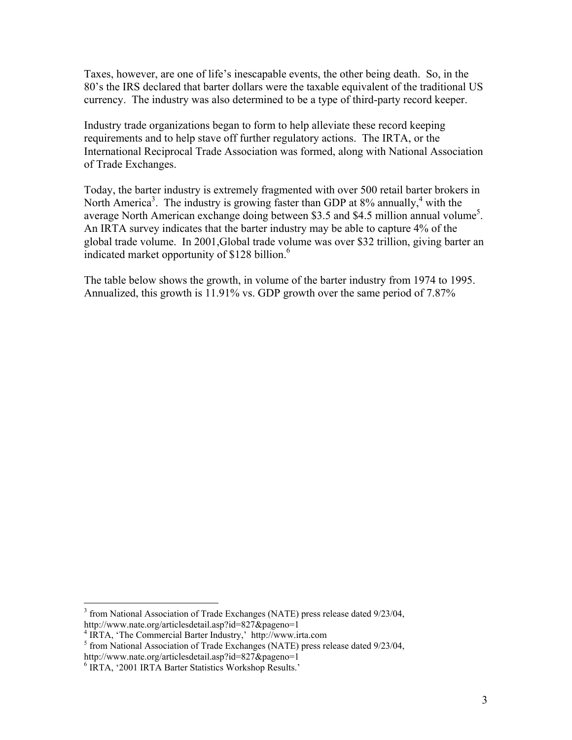Taxes, however, are one of life's inescapable events, the other being death. So, in the 80's the IRS declared that barter dollars were the taxable equivalent of the traditional US currency. The industry was also determined to be a type of third-party record keeper.

Industry trade organizations began to form to help alleviate these record keeping requirements and to help stave off further regulatory actions. The IRTA, or the International Reciprocal Trade Association was formed, along with National Association of Trade Exchanges.

Today, the barter industry is extremely fragmented with over 500 retail barter brokers in North America[3]. The industry is growing faster than GDP at 8% annually,[4] with the average North American exchange doing between $3.5 and $4.5 million annual volume[5]. An IRTA survey indicates that the barter industry may be able to capture 4% of the global trade volume. In 2001,Global trade volume was over $32 trillion, giving barter an indicated market opportunity of $128 billion.[6]

The table below shows the growth, in volume of the barter industry from 1974 to 1995. Annualized, this growth is 11.91% vs. GDP growth over the same period of 7.87%

---

[3] from National Association of Trade Exchanges (NATE) press release dated 9/23/04, http://www.nate.org/articlesdetail.asp?id=827&pageno=1

[4] IRTA, 'The Commercial Barter Industry,' http://www.irta.com

[5] from National Association of Trade Exchanges (NATE) press release dated 9/23/04, http://www.nate.org/articlesdetail.asp?id=827&pageno=1

[6] IRTA, '2001 IRTA Barter Statistics Workshop Results.'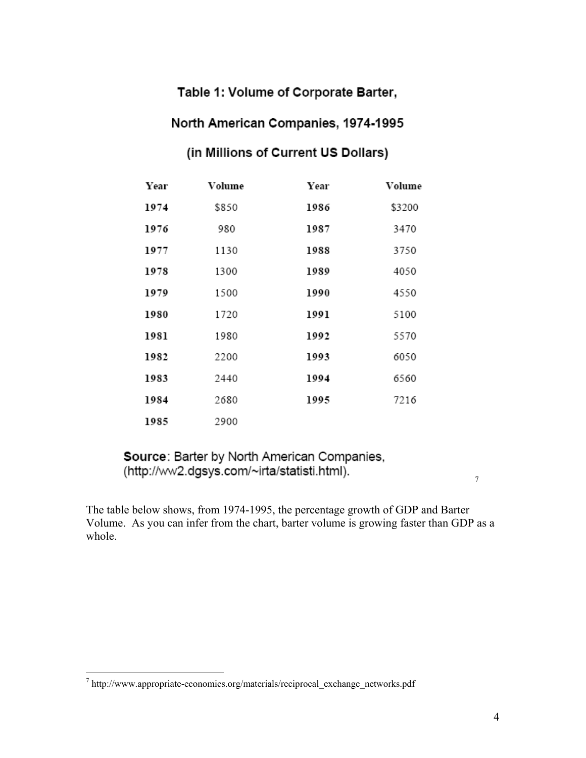**Table 1: Volume of Corporate Barter,**

**North American Companies, 1974-1995**

**(in Millions of Current US Dollars)**

| Year | Volume | Year | Volume |
|---|---|---|---|
| **1974** | $850 | **1986** | $3200 |
| **1976** | 980 | **1987** | 3470 |
| **1977** | 1130 | **1988** | 3750 |
| **1978** | 1300 | **1989** | 4050 |
| **1979** | 1500 | **1990** | 4550 |
| **1980** | 1720 | **1991** | 5100 |
| **1981** | 1980 | **1992** | 5570 |
| **1982** | 2200 | **1993** | 6050 |
| **1983** | 2440 | **1994** | 6560 |
| **1984** | 2680 | **1995** | 7216 |
| **1985** | 2900 | | |

**Source**: Barter by North American Companies, (http://ww2.dgsys.com/~irta/statisti.html).[7]

The table below shows, from 1974-1995, the percentage growth of GDP and Barter Volume. As you can infer from the chart, barter volume is growing faster than GDP as a whole.

[7] http://www.appropriate-economics.org/materials/reciprocal_exchange_networks.pdf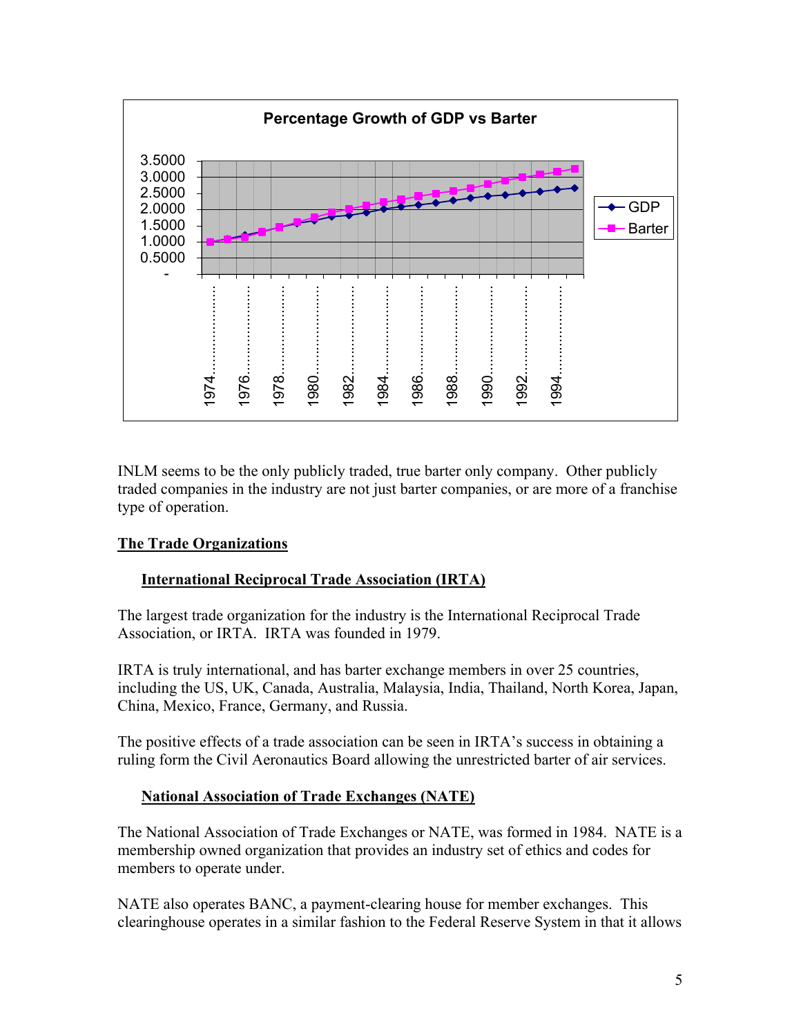**Percentage Growth of GDP vs Barter**

INLM seems to be the only publicly traded, true barter only company. Other publicly traded companies in the industry are not just barter companies, or are more of a franchise type of operation.

## <u>The Trade Organizations</u>

### <u>International Reciprocal Trade Association (IRTA)</u>

The largest trade organization for the industry is the International Reciprocal Trade Association, or IRTA. IRTA was founded in 1979.

IRTA is truly international, and has barter exchange members in over 25 countries, including the US, UK, Canada, Australia, Malaysia, India, Thailand, North Korea, Japan, China, Mexico, France, Germany, and Russia.

The positive effects of a trade association can be seen in IRTA's success in obtaining a ruling form the Civil Aeronautics Board allowing the unrestricted barter of air services.

### <u>National Association of Trade Exchanges (NATE)</u>

The National Association of Trade Exchanges or NATE, was formed in 1984. NATE is a membership owned organization that provides an industry set of ethics and codes for members to operate under.

NATE also operates BANC, a payment-clearing house for member exchanges. This clearinghouse operates in a similar fashion to the Federal Reserve System in that it allows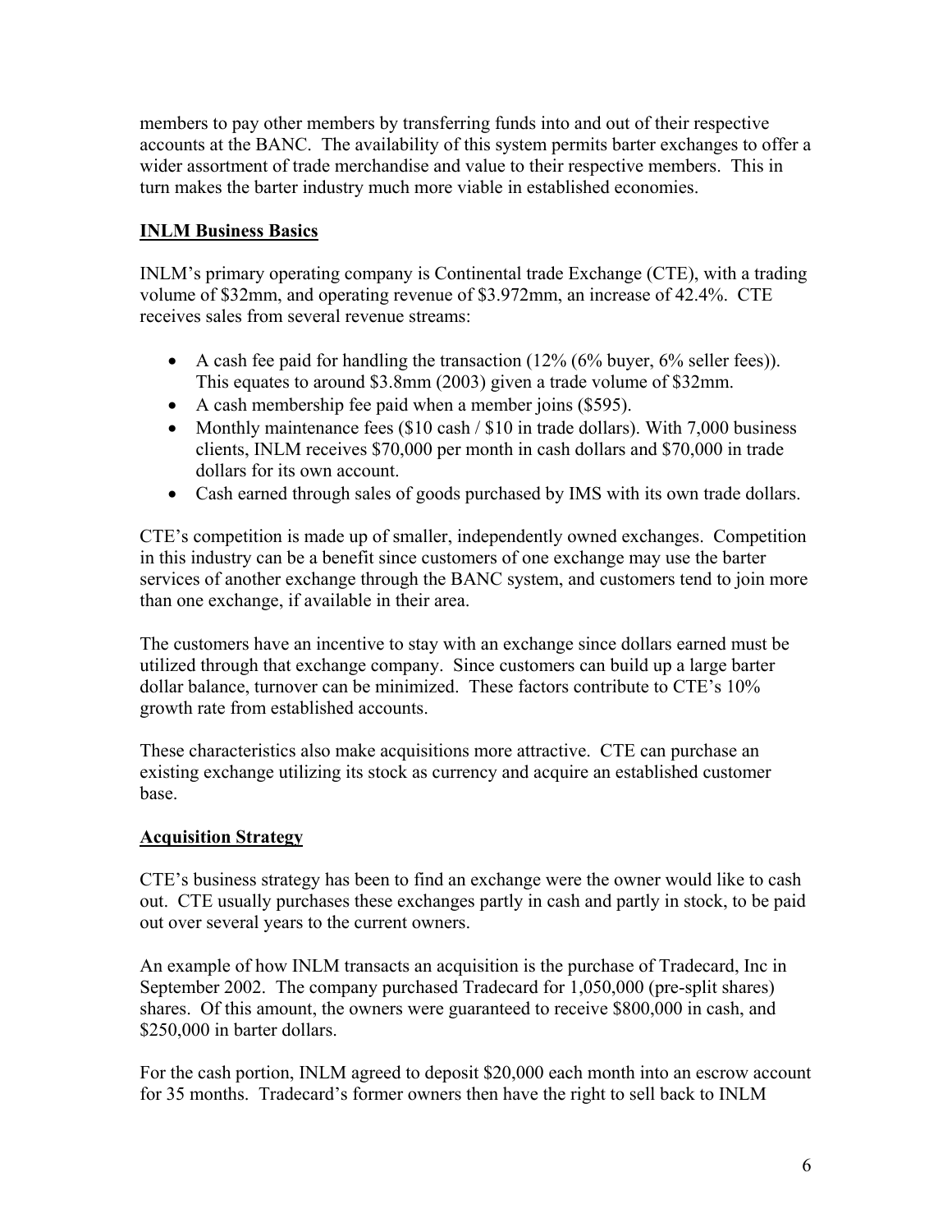members to pay other members by transferring funds into and out of their respective accounts at the BANC. The availability of this system permits barter exchanges to offer a wider assortment of trade merchandise and value to their respective members. This in turn makes the barter industry much more viable in established economies.

## INLM Business Basics

INLM's primary operating company is Continental trade Exchange (CTE), with a trading volume of $32mm, and operating revenue of $3.972mm, an increase of 42.4%. CTE receives sales from several revenue streams:

- A cash fee paid for handling the transaction (12% (6% buyer, 6% seller fees)). This equates to around $3.8mm (2003) given a trade volume of $32mm.
- A cash membership fee paid when a member joins ($595).
- Monthly maintenance fees ($10 cash / $10 in trade dollars). With 7,000 business clients, INLM receives $70,000 per month in cash dollars and $70,000 in trade dollars for its own account.
- Cash earned through sales of goods purchased by IMS with its own trade dollars.

CTE's competition is made up of smaller, independently owned exchanges. Competition in this industry can be a benefit since customers of one exchange may use the barter services of another exchange through the BANC system, and customers tend to join more than one exchange, if available in their area.

The customers have an incentive to stay with an exchange since dollars earned must be utilized through that exchange company. Since customers can build up a large barter dollar balance, turnover can be minimized. These factors contribute to CTE's 10% growth rate from established accounts.

These characteristics also make acquisitions more attractive. CTE can purchase an existing exchange utilizing its stock as currency and acquire an established customer base.

## Acquisition Strategy

CTE's business strategy has been to find an exchange were the owner would like to cash out. CTE usually purchases these exchanges partly in cash and partly in stock, to be paid out over several years to the current owners.

An example of how INLM transacts an acquisition is the purchase of Tradecard, Inc in September 2002. The company purchased Tradecard for 1,050,000 (pre-split shares) shares. Of this amount, the owners were guaranteed to receive $800,000 in cash, and $250,000 in barter dollars.

For the cash portion, INLM agreed to deposit $20,000 each month into an escrow account for 35 months. Tradecard's former owners then have the right to sell back to INLM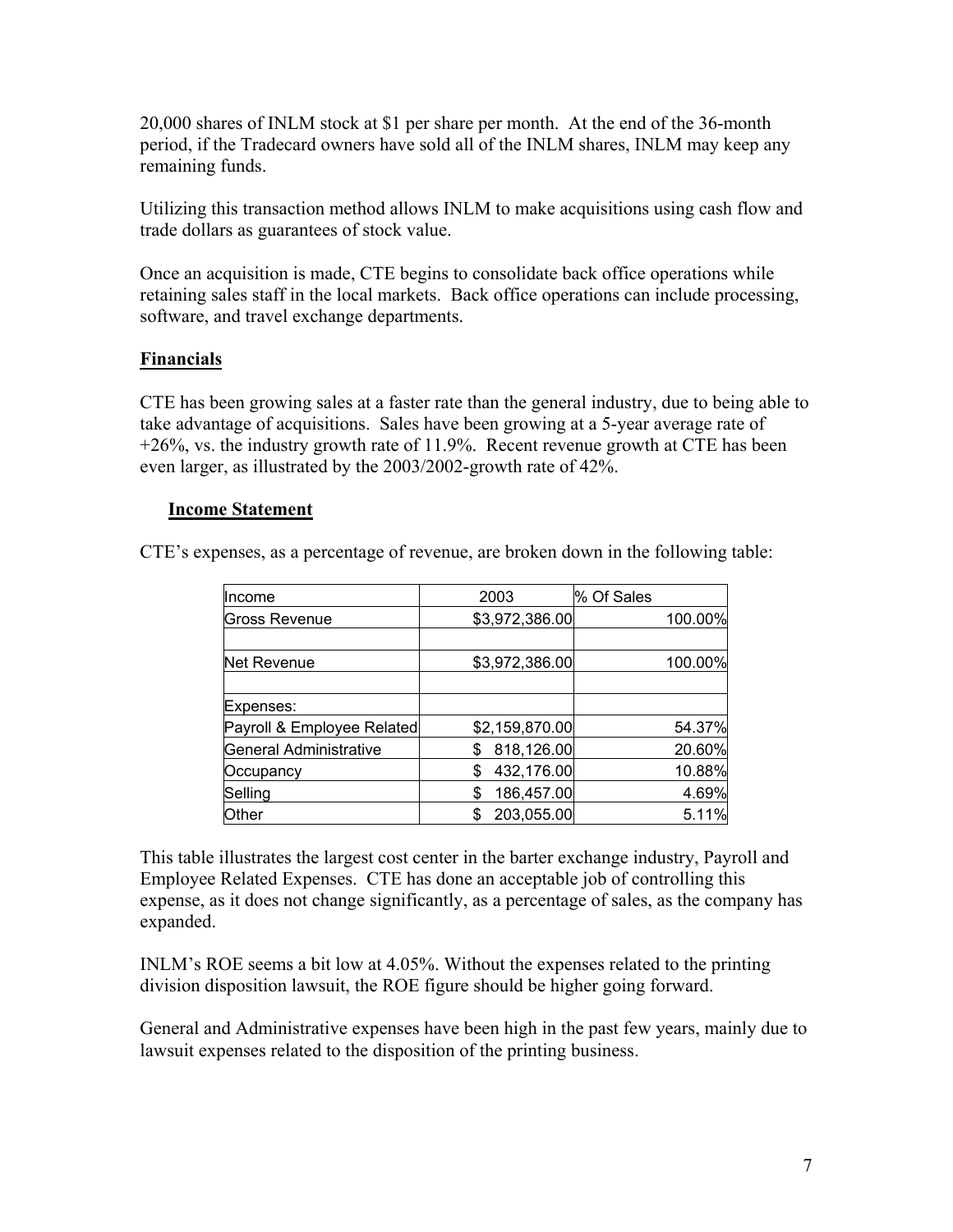20,000 shares of INLM stock at $1 per share per month. At the end of the 36-month period, if the Tradecard owners have sold all of the INLM shares, INLM may keep any remaining funds.

Utilizing this transaction method allows INLM to make acquisitions using cash flow and trade dollars as guarantees of stock value.

Once an acquisition is made, CTE begins to consolidate back office operations while retaining sales staff in the local markets. Back office operations can include processing, software, and travel exchange departments.

## Financials

CTE has been growing sales at a faster rate than the general industry, due to being able to take advantage of acquisitions. Sales have been growing at a 5-year average rate of +26%, vs. the industry growth rate of 11.9%. Recent revenue growth at CTE has been even larger, as illustrated by the 2003/2002-growth rate of 42%.

### Income Statement

CTE's expenses, as a percentage of revenue, are broken down in the following table:

| Income | 2003 | % Of Sales |
|---|---|---|
| Gross Revenue | $3,972,386.00 | 100.00% |
| | | |
| Net Revenue | $3,972,386.00 | 100.00% |
| | | |
| Expenses: | | |
| Payroll & Employee Related | $2,159,870.00 | 54.37% |
| General Administrative | $ 818,126.00 | 20.60% |
| Occupancy | $ 432,176.00 | 10.88% |
| Selling | $ 186,457.00 | 4.69% |
| Other | $ 203,055.00 | 5.11% |

This table illustrates the largest cost center in the barter exchange industry, Payroll and Employee Related Expenses. CTE has done an acceptable job of controlling this expense, as it does not change significantly, as a percentage of sales, as the company has expanded.

INLM's ROE seems a bit low at 4.05%. Without the expenses related to the printing division disposition lawsuit, the ROE figure should be higher going forward.

General and Administrative expenses have been high in the past few years, mainly due to lawsuit expenses related to the disposition of the printing business.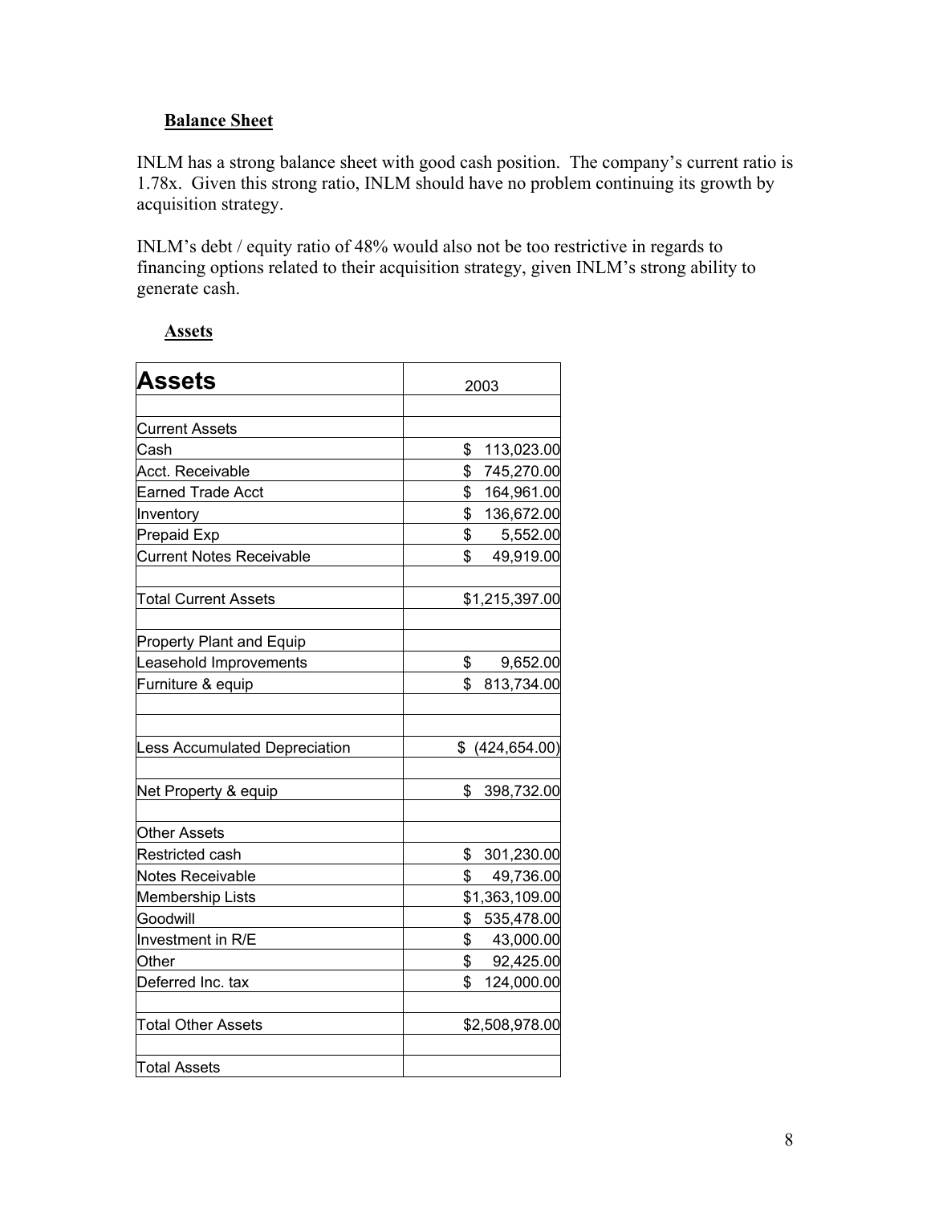## Balance Sheet

INLM has a strong balance sheet with good cash position. The company's current ratio is 1.78x. Given this strong ratio, INLM should have no problem continuing its growth by acquisition strategy.

INLM's debt / equity ratio of 48% would also not be too restrictive in regards to financing options related to their acquisition strategy, given INLM's strong ability to generate cash.

### Assets

| **Assets** | 2003 |
|---|---|
| | |
| Current Assets | |
| Cash | $ 113,023.00 |
| Acct. Receivable | $ 745,270.00 |
| Earned Trade Acct | $ 164,961.00 |
| Inventory | $ 136,672.00 |
| Prepaid Exp | $ 5,552.00 |
| Current Notes Receivable | $ 49,919.00 |
| | |
| Total Current Assets | $1,215,397.00 |
| | |
| Property Plant and Equip | |
| Leasehold Improvements | $ 9,652.00 |
| Furniture & equip | $ 813,734.00 |
| | |
| | |
| Less Accumulated Depreciation | $ (424,654.00) |
| | |
| Net Property & equip | $ 398,732.00 |
| | |
| Other Assets | |
| Restricted cash | $ 301,230.00 |
| Notes Receivable | $ 49,736.00 |
| Membership Lists | $1,363,109.00 |
| Goodwill | $ 535,478.00 |
| Investment in R/E | $ 43,000.00 |
| Other | $ 92,425.00 |
| Deferred Inc. tax | $ 124,000.00 |
| | |
| Total Other Assets | $2,508,978.00 |
| | |
| Total Assets | |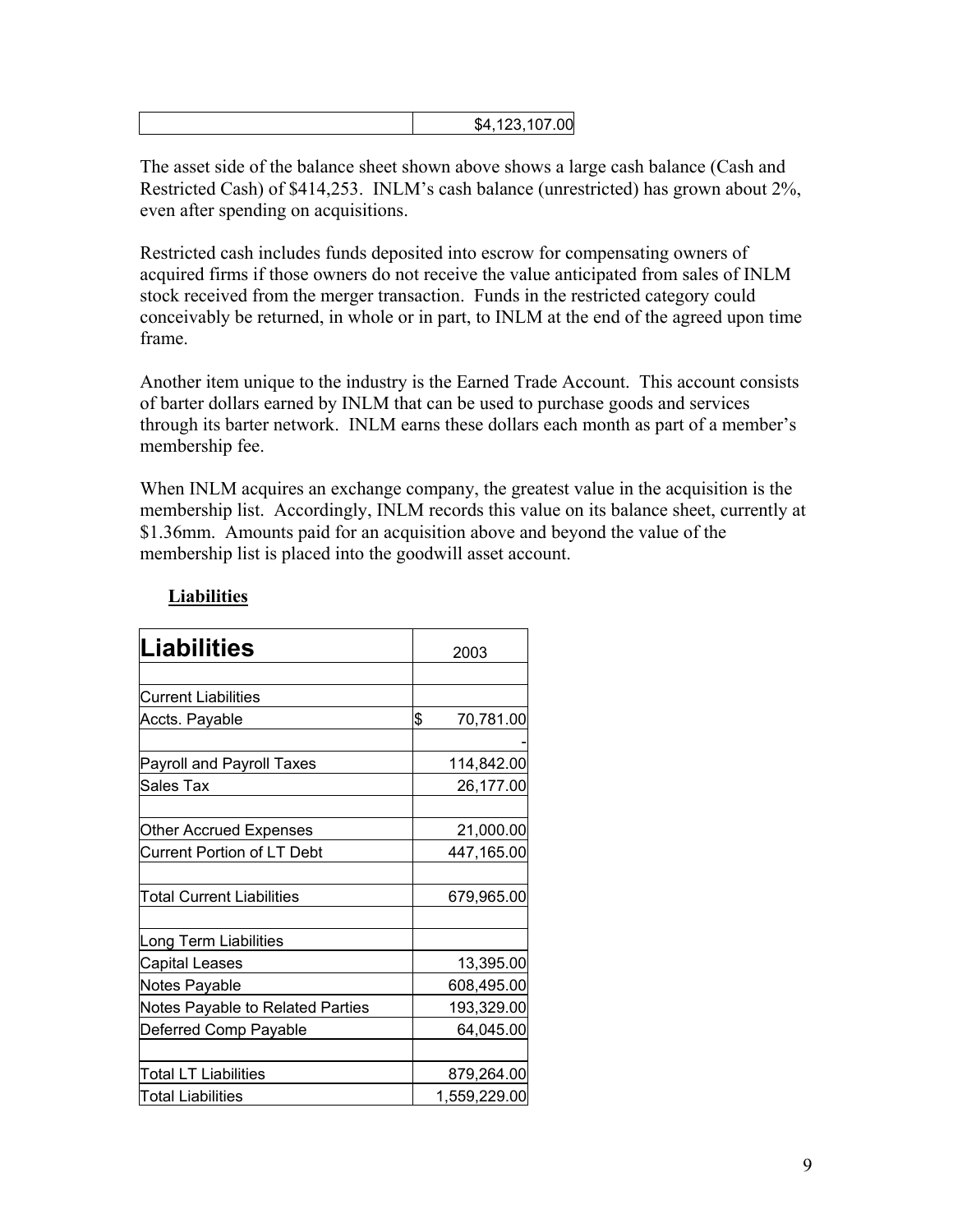| | $4,123,107.00 |
|---|---|

The asset side of the balance sheet shown above shows a large cash balance (Cash and Restricted Cash) of $414,253. INLM's cash balance (unrestricted) has grown about 2%, even after spending on acquisitions.

Restricted cash includes funds deposited into escrow for compensating owners of acquired firms if those owners do not receive the value anticipated from sales of INLM stock received from the merger transaction. Funds in the restricted category could conceivably be returned, in whole or in part, to INLM at the end of the agreed upon time frame.

Another item unique to the industry is the Earned Trade Account. This account consists of barter dollars earned by INLM that can be used to purchase goods and services through its barter network. INLM earns these dollars each month as part of a member's membership fee.

When INLM acquires an exchange company, the greatest value in the acquisition is the membership list. Accordingly, INLM records this value on its balance sheet, currently at $1.36mm. Amounts paid for an acquisition above and beyond the value of the membership list is placed into the goodwill asset account.

**Liabilities**

| **Liabilities** | 2003 |
|---|---|
| | |
| Current Liabilities | |
| Accts. Payable | $ 70,781.00 |
| | - |
| Payroll and Payroll Taxes | 114,842.00 |
| Sales Tax | 26,177.00 |
| | |
| Other Accrued Expenses | 21,000.00 |
| Current Portion of LT Debt | 447,165.00 |
| | |
| Total Current Liabilities | 679,965.00 |
| | |
| Long Term Liabilities | |
| Capital Leases | 13,395.00 |
| Notes Payable | 608,495.00 |
| Notes Payable to Related Parties | 193,329.00 |
| Deferred Comp Payable | 64,045.00 |
| | |
| Total LT Liabilities | 879,264.00 |
| Total Liabilities | 1,559,229.00 |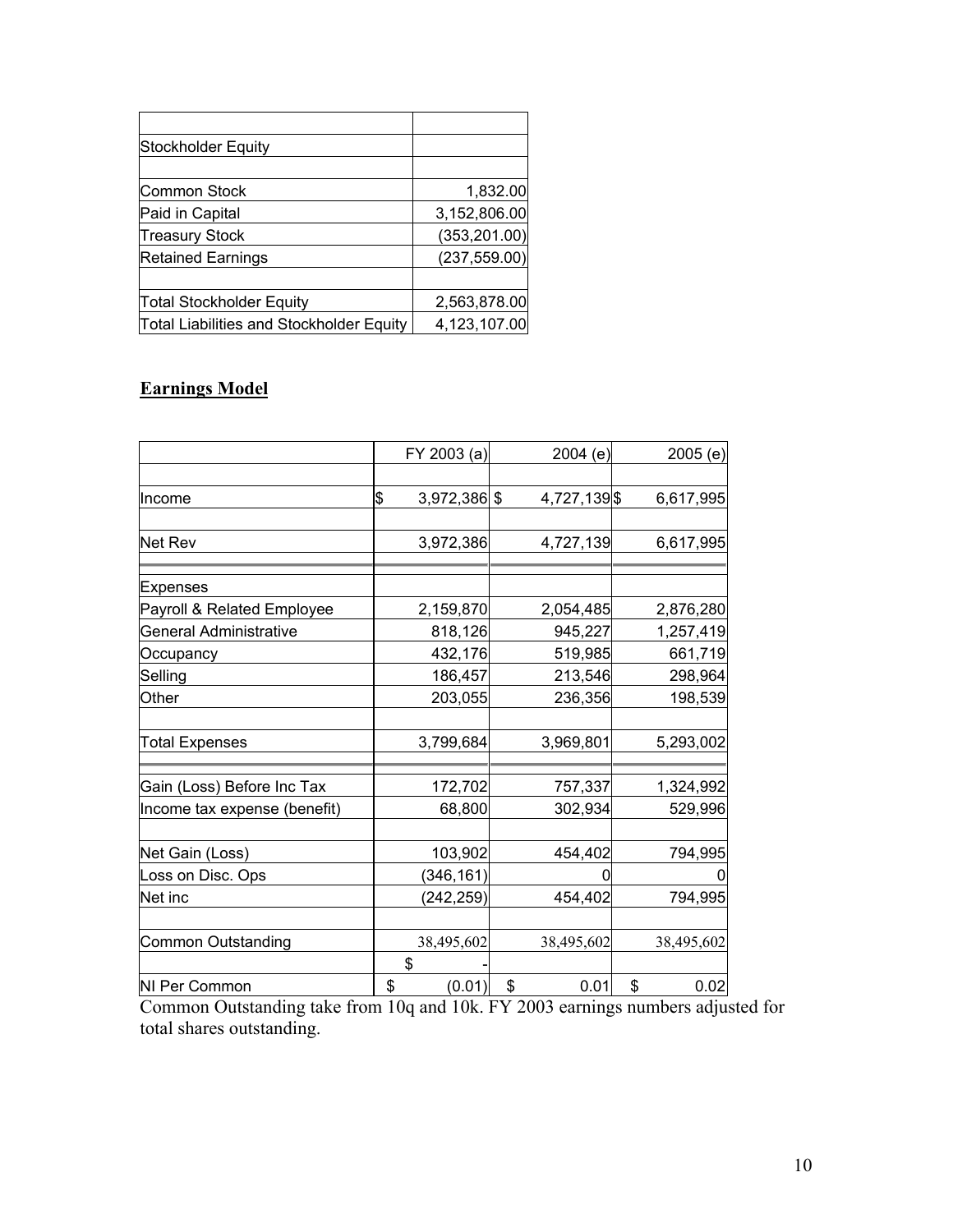| | |
|---|---|
| Stockholder Equity | |
| | |
| Common Stock | 1,832.00 |
| Paid in Capital | 3,152,806.00 |
| Treasury Stock | (353,201.00) |
| Retained Earnings | (237,559.00) |
| | |
| Total Stockholder Equity | 2,563,878.00 |
| Total Liabilities and Stockholder Equity | 4,123,107.00 |

## Earnings Model

| | FY 2003 (a) | 2004 (e) | 2005 (e) |
|---|---|---|---|
| | | | |
| Income | $ 3,972,386 | $ 4,727,139 | $ 6,617,995 |
| | | | |
| Net Rev | 3,972,386 | 4,727,139 | 6,617,995 |
| | | | |
| Expenses | | | |
| Payroll & Related Employee | 2,159,870 | 2,054,485 | 2,876,280 |
| General Administrative | 818,126 | 945,227 | 1,257,419 |
| Occupancy | 432,176 | 519,985 | 661,719 |
| Selling | 186,457 | 213,546 | 298,964 |
| Other | 203,055 | 236,356 | 198,539 |
| | | | |
| Total Expenses | 3,799,684 | 3,969,801 | 5,293,002 |
| | | | |
| Gain (Loss) Before Inc Tax | 172,702 | 757,337 | 1,324,992 |
| Income tax expense (benefit) | 68,800 | 302,934 | 529,996 |
| | | | |
| Net Gain (Loss) | 103,902 | 454,402 | 794,995 |
| Loss on Disc. Ops | (346,161) | 0 | 0 |
| Net inc | (242,259) | 454,402 | 794,995 |
| | | | |
| Common Outstanding | 38,495,602 | 38,495,602 | 38,495,602 |
| | $ - | | |
| NI Per Common | $ (0.01) | $ 0.01 | $ 0.02 |

Common Outstanding take from 10q and 10k. FY 2003 earnings numbers adjusted for total shares outstanding.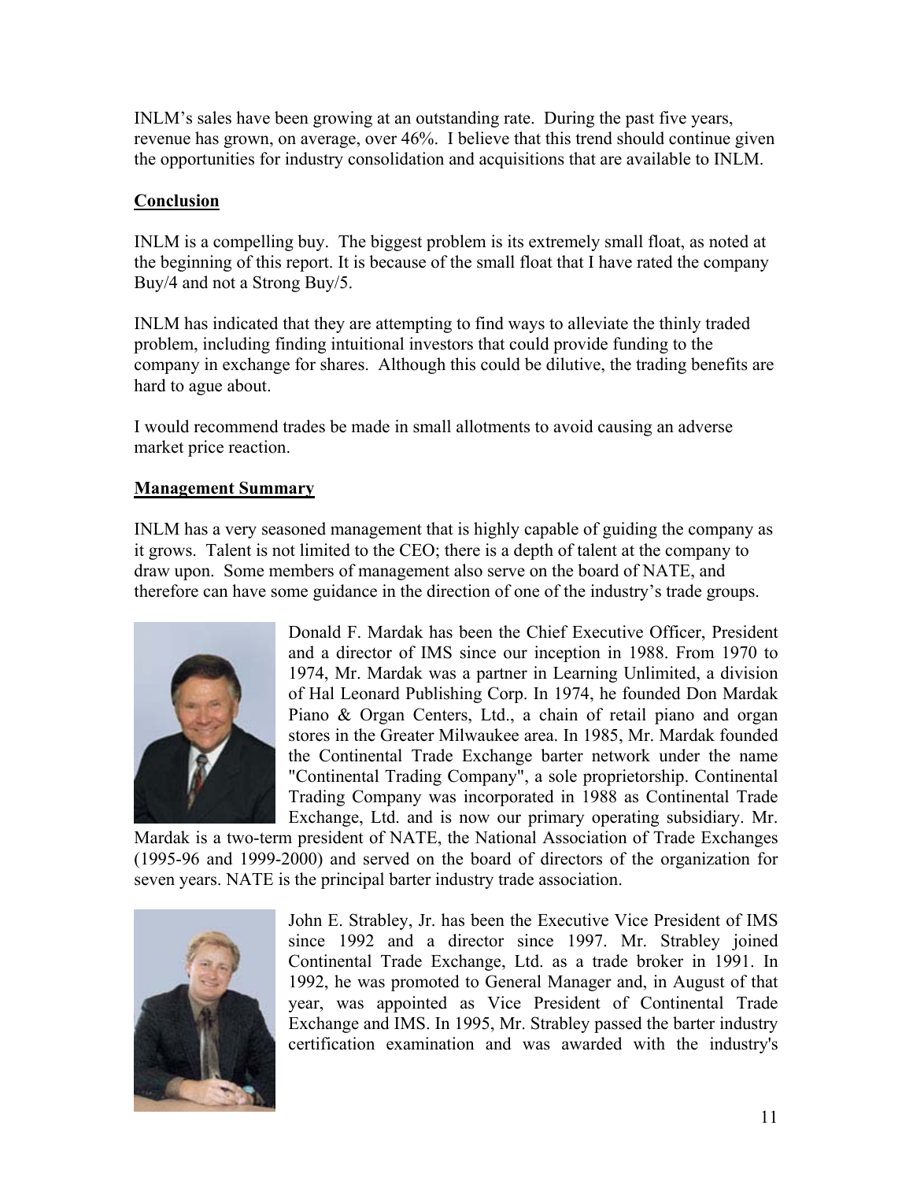INLM's sales have been growing at an outstanding rate. During the past five years, revenue has grown, on average, over 46%. I believe that this trend should continue given the opportunities for industry consolidation and acquisitions that are available to INLM.

## Conclusion

INLM is a compelling buy. The biggest problem is its extremely small float, as noted at the beginning of this report. It is because of the small float that I have rated the company Buy/4 and not a Strong Buy/5.

INLM has indicated that they are attempting to find ways to alleviate the thinly traded problem, including finding intuitional investors that could provide funding to the company in exchange for shares. Although this could be dilutive, the trading benefits are hard to ague about.

I would recommend trades be made in small allotments to avoid causing an adverse market price reaction.

## Management Summary

INLM has a very seasoned management that is highly capable of guiding the company as it grows. Talent is not limited to the CEO; there is a depth of talent at the company to draw upon. Some members of management also serve on the board of NATE, and therefore can have some guidance in the direction of one of the industry's trade groups.

Donald F. Mardak has been the Chief Executive Officer, President and a director of IMS since our inception in 1988. From 1970 to 1974, Mr. Mardak was a partner in Learning Unlimited, a division of Hal Leonard Publishing Corp. In 1974, he founded Don Mardak Piano & Organ Centers, Ltd., a chain of retail piano and organ stores in the Greater Milwaukee area. In 1985, Mr. Mardak founded the Continental Trade Exchange barter network under the name "Continental Trading Company", a sole proprietorship. Continental Trading Company was incorporated in 1988 as Continental Trade Exchange, Ltd. and is now our primary operating subsidiary. Mr. Mardak is a two-term president of NATE, the National Association of Trade Exchanges (1995-96 and 1999-2000) and served on the board of directors of the organization for seven years. NATE is the principal barter industry trade association.

John E. Strabley, Jr. has been the Executive Vice President of IMS since 1992 and a director since 1997. Mr. Strabley joined Continental Trade Exchange, Ltd. as a trade broker in 1991. In 1992, he was promoted to General Manager and, in August of that year, was appointed as Vice President of Continental Trade Exchange and IMS. In 1995, Mr. Strabley passed the barter industry certification examination and was awarded with the industry's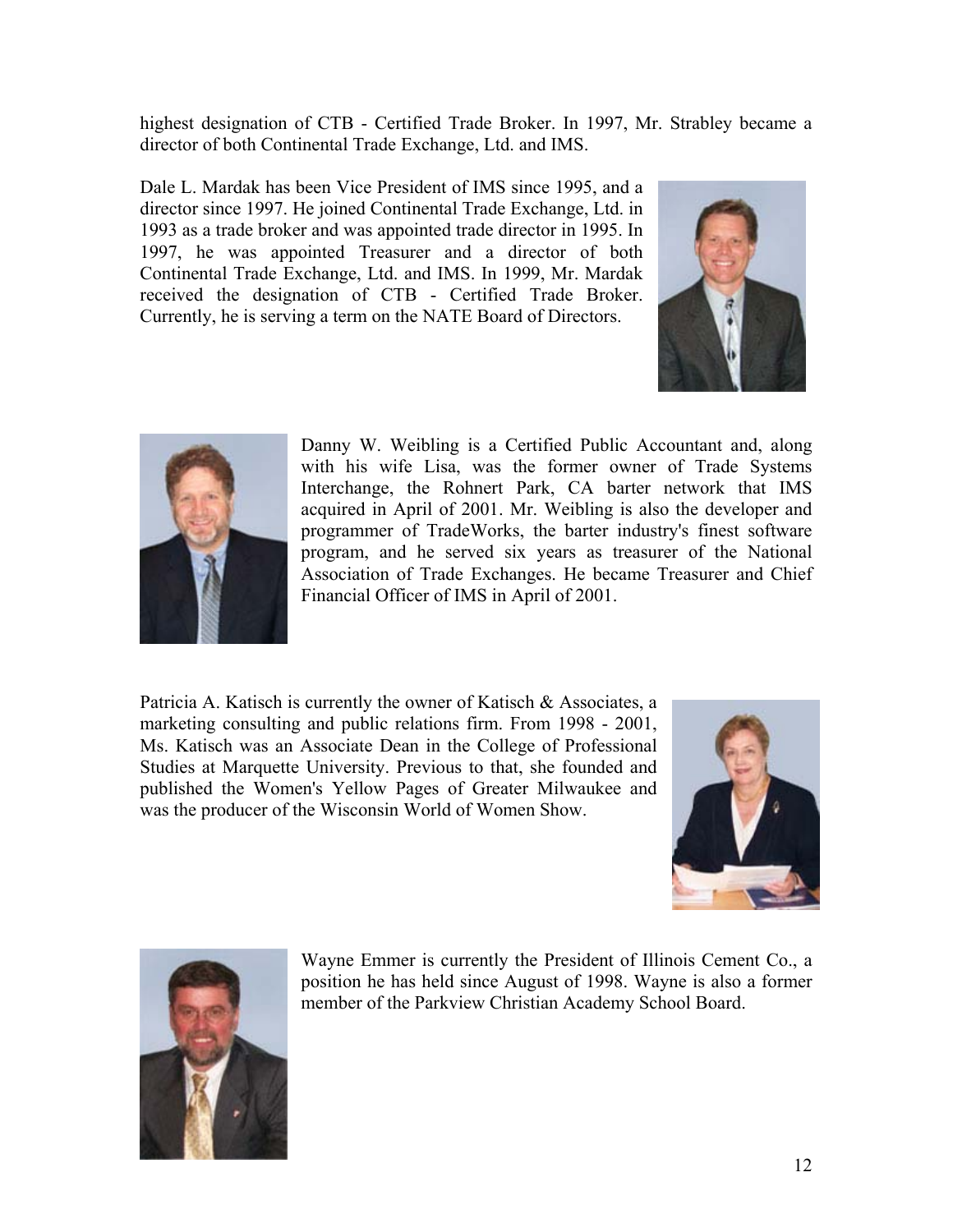highest designation of CTB - Certified Trade Broker. In 1997, Mr. Strabley became a director of both Continental Trade Exchange, Ltd. and IMS.

Dale L. Mardak has been Vice President of IMS since 1995, and a director since 1997. He joined Continental Trade Exchange, Ltd. in 1993 as a trade broker and was appointed trade director in 1995. In 1997, he was appointed Treasurer and a director of both Continental Trade Exchange, Ltd. and IMS. In 1999, Mr. Mardak received the designation of CTB - Certified Trade Broker. Currently, he is serving a term on the NATE Board of Directors.

Danny W. Weibling is a Certified Public Accountant and, along with his wife Lisa, was the former owner of Trade Systems Interchange, the Rohnert Park, CA barter network that IMS acquired in April of 2001. Mr. Weibling is also the developer and programmer of TradeWorks, the barter industry's finest software program, and he served six years as treasurer of the National Association of Trade Exchanges. He became Treasurer and Chief Financial Officer of IMS in April of 2001.

Patricia A. Katisch is currently the owner of Katisch & Associates, a marketing consulting and public relations firm. From 1998 - 2001, Ms. Katisch was an Associate Dean in the College of Professional Studies at Marquette University. Previous to that, she founded and published the Women's Yellow Pages of Greater Milwaukee and was the producer of the Wisconsin World of Women Show.

Wayne Emmer is currently the President of Illinois Cement Co., a position he has held since August of 1998. Wayne is also a former member of the Parkview Christian Academy School Board.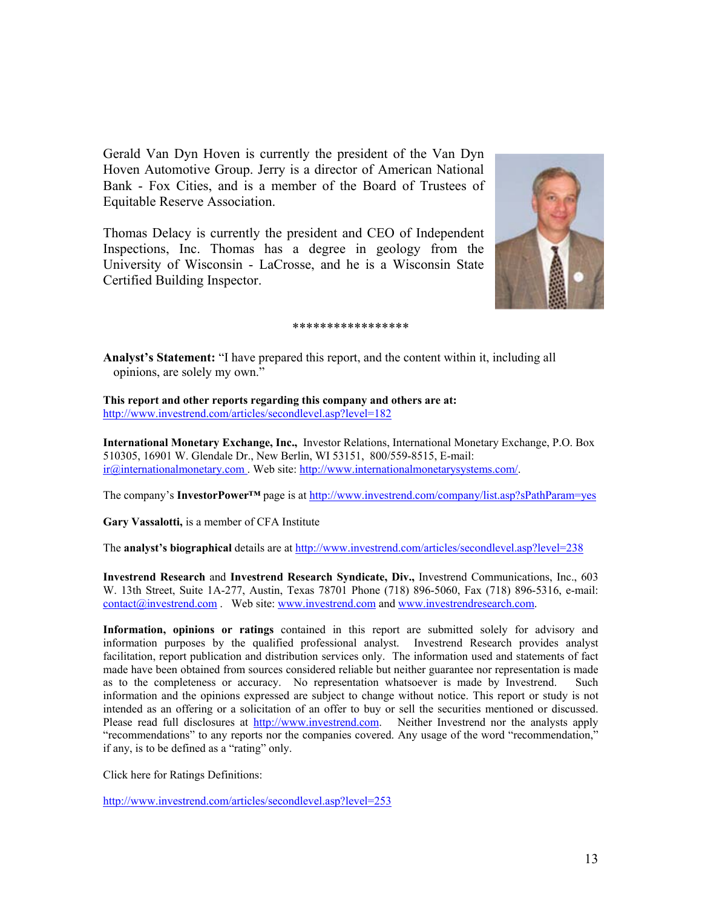Gerald Van Dyn Hoven is currently the president of the Van Dyn Hoven Automotive Group. Jerry is a director of American National Bank - Fox Cities, and is a member of the Board of Trustees of Equitable Reserve Association.

Thomas Delacy is currently the president and CEO of Independent Inspections, Inc. Thomas has a degree in geology from the University of Wisconsin - LaCrosse, and he is a Wisconsin State Certified Building Inspector.

\*\*\*\*\*\*\*\*\*\*\*\*\*\*\*\*\*

**Analyst's Statement:** "I have prepared this report, and the content within it, including all opinions, are solely my own."

**This report and other reports regarding this company and others are at:**
http://www.investrend.com/articles/secondlevel.asp?level=182

**International Monetary Exchange, Inc.,** Investor Relations, International Monetary Exchange, P.O. Box 510305, 16901 W. Glendale Dr., New Berlin, WI 53151, 800/559-8515, E-mail: ir@internationalmonetary.com . Web site: http://www.internationalmonetarysystems.com/.

The company's **InvestorPower™** page is at http://www.investrend.com/company/list.asp?sPathParam=yes

**Gary Vassalotti,** is a member of CFA Institute

The **analyst's biographical** details are at http://www.investrend.com/articles/secondlevel.asp?level=238

**Investrend Research** and **Investrend Research Syndicate, Div.,** Investrend Communications, Inc., 603 W. 13th Street, Suite 1A-277, Austin, Texas 78701 Phone (718) 896-5060, Fax (718) 896-5316, e-mail: contact@investrend.com . Web site: www.investrend.com and www.investrendresearch.com.

**Information, opinions or ratings** contained in this report are submitted solely for advisory and information purposes by the qualified professional analyst. Investrend Research provides analyst facilitation, report publication and distribution services only. The information used and statements of fact made have been obtained from sources considered reliable but neither guarantee nor representation is made as to the completeness or accuracy. No representation whatsoever is made by Investrend. Such information and the opinions expressed are subject to change without notice. This report or study is not intended as an offering or a solicitation of an offer to buy or sell the securities mentioned or discussed. Please read full disclosures at http://www.investrend.com. Neither Investrend nor the analysts apply "recommendations" to any reports nor the companies covered. Any usage of the word "recommendation," if any, is to be defined as a "rating" only.

Click here for Ratings Definitions:

http://www.investrend.com/articles/secondlevel.asp?level=253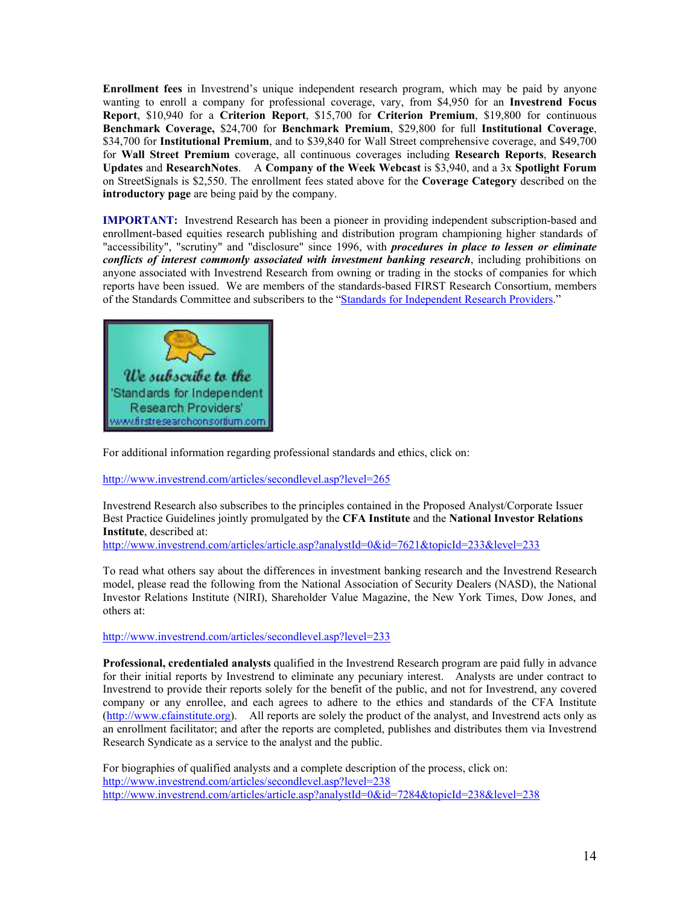**Enrollment fees** in Investrend's unique independent research program, which may be paid by anyone wanting to enroll a company for professional coverage, vary, from $4,950 for an **Investrend Focus Report**, $10,940 for a **Criterion Report**, $15,700 for **Criterion Premium**, $19,800 for continuous **Benchmark Coverage,** $24,700 for **Benchmark Premium**, $29,800 for full **Institutional Coverage**, $34,700 for **Institutional Premium**, and to $39,840 for Wall Street comprehensive coverage, and $49,700 for **Wall Street Premium** coverage, all continuous coverages including **Research Reports**, **Research Updates** and **ResearchNotes**. A **Company of the Week Webcast** is $3,940, and a 3x **Spotlight Forum** on StreetSignals is $2,550. The enrollment fees stated above for the **Coverage Category** described on the **introductory page** are being paid by the company.

**IMPORTANT:** Investrend Research has been a pioneer in providing independent subscription-based and enrollment-based equities research publishing and distribution program championing higher standards of "accessibility", "scrutiny" and "disclosure" since 1996, with ***procedures in place to lessen or eliminate conflicts of interest commonly associated with investment banking research***, including prohibitions on anyone associated with Investrend Research from owning or trading in the stocks of companies for which reports have been issued. We are members of the standards-based FIRST Research Consortium, members of the Standards Committee and subscribers to the "Standards for Independent Research Providers."

We subscribe to the 'Standards for Independent Research Providers' www.firstresearchconsortium.com

For additional information regarding professional standards and ethics, click on:

http://www.investrend.com/articles/secondlevel.asp?level=265

Investrend Research also subscribes to the principles contained in the Proposed Analyst/Corporate Issuer Best Practice Guidelines jointly promulgated by the **CFA Institute** and the **National Investor Relations Institute**, described at:
http://www.investrend.com/articles/article.asp?analystId=0&id=7621&topicId=233&level=233

To read what others say about the differences in investment banking research and the Investrend Research model, please read the following from the National Association of Security Dealers (NASD), the National Investor Relations Institute (NIRI), Shareholder Value Magazine, the New York Times, Dow Jones, and others at:

http://www.investrend.com/articles/secondlevel.asp?level=233

**Professional, credentialed analysts** qualified in the Investrend Research program are paid fully in advance for their initial reports by Investrend to eliminate any pecuniary interest. Analysts are under contract to Investrend to provide their reports solely for the benefit of the public, and not for Investrend, any covered company or any enrollee, and each agrees to adhere to the ethics and standards of the CFA Institute (http://www.cfainstitute.org). All reports are solely the product of the analyst, and Investrend acts only as an enrollment facilitator; and after the reports are completed, publishes and distributes them via Investrend Research Syndicate as a service to the analyst and the public.

For biographies of qualified analysts and a complete description of the process, click on:
http://www.investrend.com/articles/secondlevel.asp?level=238
http://www.investrend.com/articles/article.asp?analystId=0&id=7284&topicId=238&level=238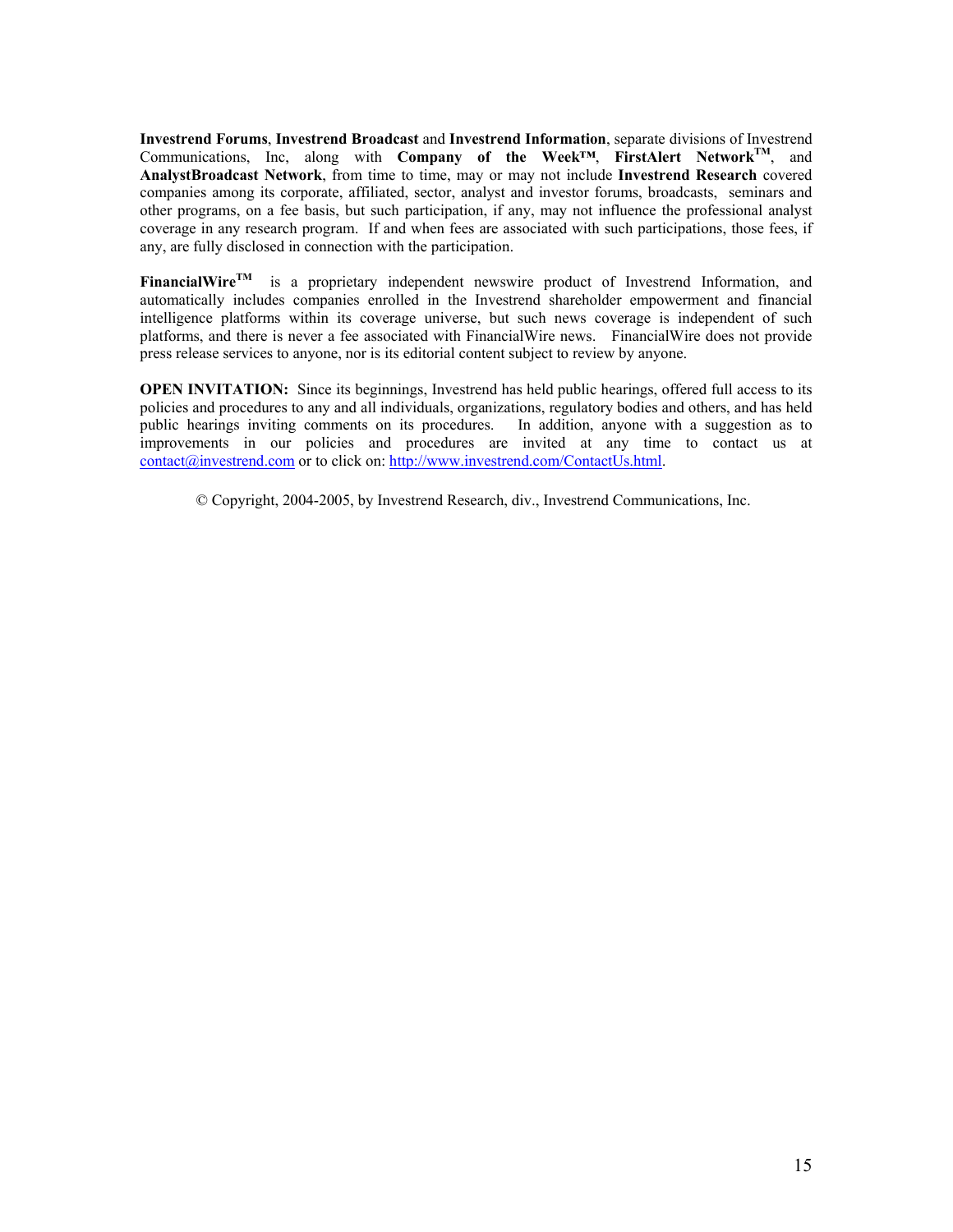**Investrend Forums**, **Investrend Broadcast** and **Investrend Information**, separate divisions of Investrend Communications, Inc, along with **Company of the Week™**, **FirstAlert Network™**, and **AnalystBroadcast Network**, from time to time, may or may not include **Investrend Research** covered companies among its corporate, affiliated, sector, analyst and investor forums, broadcasts, seminars and other programs, on a fee basis, but such participation, if any, may not influence the professional analyst coverage in any research program. If and when fees are associated with such participations, those fees, if any, are fully disclosed in connection with the participation.

**FinancialWire™** is a proprietary independent newswire product of Investrend Information, and automatically includes companies enrolled in the Investrend shareholder empowerment and financial intelligence platforms within its coverage universe, but such news coverage is independent of such platforms, and there is never a fee associated with FinancialWire news. FinancialWire does not provide press release services to anyone, nor is its editorial content subject to review by anyone.

**OPEN INVITATION:** Since its beginnings, Investrend has held public hearings, offered full access to its policies and procedures to any and all individuals, organizations, regulatory bodies and others, and has held public hearings inviting comments on its procedures. In addition, anyone with a suggestion as to improvements in our policies and procedures are invited at any time to contact us at contact@investrend.com or to click on: http://www.investrend.com/ContactUs.html.

© Copyright, 2004-2005, by Investrend Research, div., Investrend Communications, Inc.